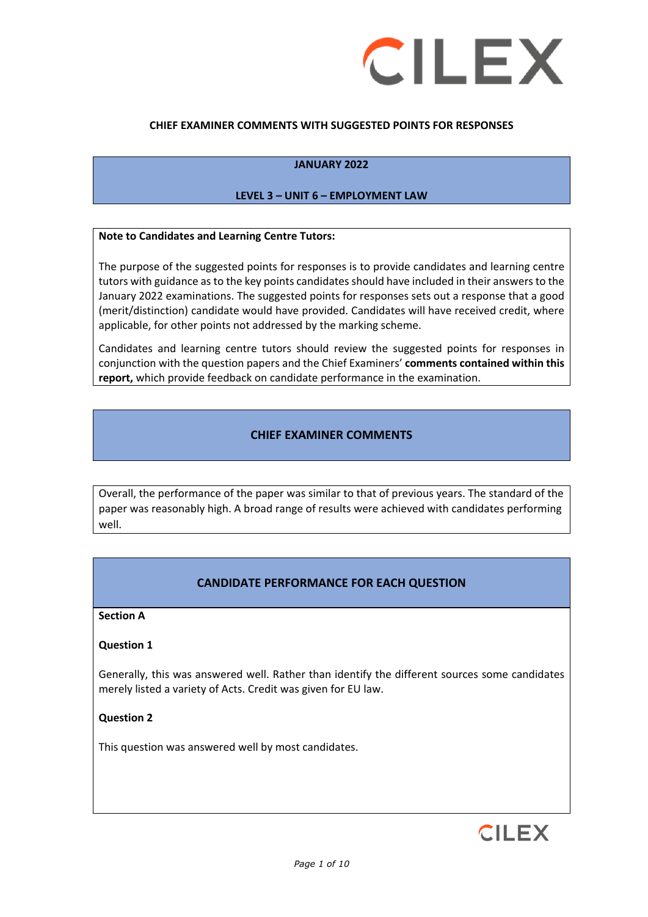**CHIEF EXAMINER COMMENTS WITH SUGGESTED POINTS FOR RESPONSES**

## JANUARY 2022

## LEVEL 3 – UNIT 6 – EMPLOYMENT LAW

**Note to Candidates and Learning Centre Tutors:**

The purpose of the suggested points for responses is to provide candidates and learning centre tutors with guidance as to the key points candidates should have included in their answers to the January 2022 examinations. The suggested points for responses sets out a response that a good (merit/distinction) candidate would have provided. Candidates will have received credit, where applicable, for other points not addressed by the marking scheme.

Candidates and learning centre tutors should review the suggested points for responses in conjunction with the question papers and the Chief Examiners' **comments contained within this report,** which provide feedback on candidate performance in the examination.

## CHIEF EXAMINER COMMENTS

Overall, the performance of the paper was similar to that of previous years. The standard of the paper was reasonably high. A broad range of results were achieved with candidates performing well.

## CANDIDATE PERFORMANCE FOR EACH QUESTION

**Section A**

**Question 1**

Generally, this was answered well. Rather than identify the different sources some candidates merely listed a variety of Acts. Credit was given for EU law.

**Question 2**

This question was answered well by most candidates.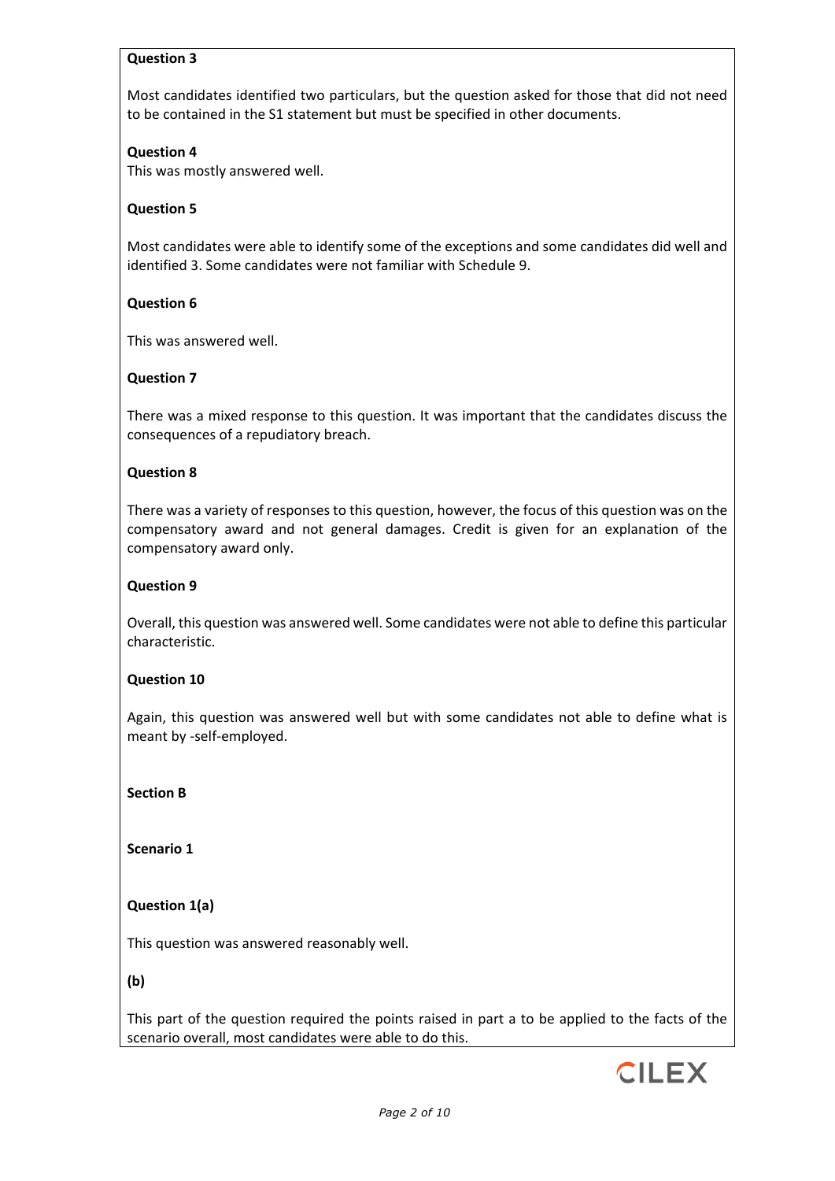**Question 3**

Most candidates identified two particulars, but the question asked for those that did not need to be contained in the S1 statement but must be specified in other documents.

**Question 4**

This was mostly answered well.

**Question 5**

Most candidates were able to identify some of the exceptions and some candidates did well and identified 3. Some candidates were not familiar with Schedule 9.

**Question 6**

This was answered well.

**Question 7**

There was a mixed response to this question. It was important that the candidates discuss the consequences of a repudiatory breach.

**Question 8**

There was a variety of responses to this question, however, the focus of this question was on the compensatory award and not general damages. Credit is given for an explanation of the compensatory award only.

**Question 9**

Overall, this question was answered well. Some candidates were not able to define this particular characteristic.

**Question 10**

Again, this question was answered well but with some candidates not able to define what is meant by -self-employed.

**Section B**

**Scenario 1**

**Question 1(a)**

This question was answered reasonably well.

**(b)**

This part of the question required the points raised in part a to be applied to the facts of the scenario overall, most candidates were able to do this.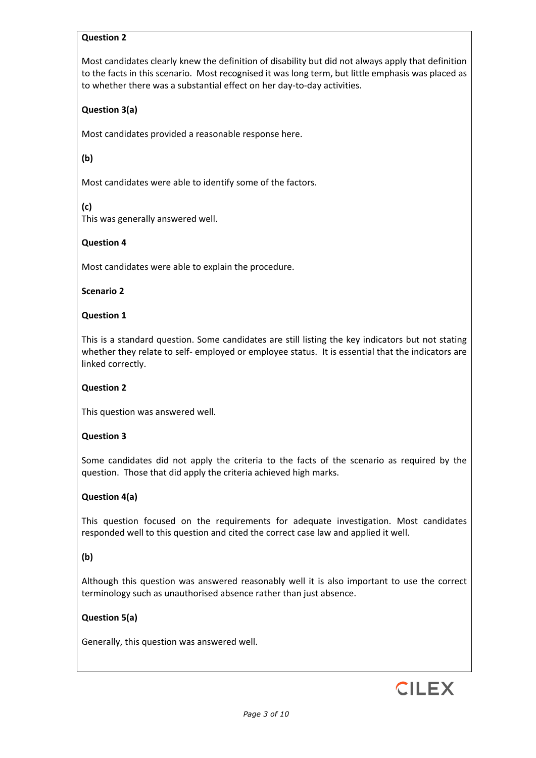**Question 2**

Most candidates clearly knew the definition of disability but did not always apply that definition to the facts in this scenario. Most recognised it was long term, but little emphasis was placed as to whether there was a substantial effect on her day-to-day activities.

**Question 3(a)**

Most candidates provided a reasonable response here.

**(b)**

Most candidates were able to identify some of the factors.

**(c)**

This was generally answered well.

**Question 4**

Most candidates were able to explain the procedure.

**Scenario 2**

**Question 1**

This is a standard question. Some candidates are still listing the key indicators but not stating whether they relate to self- employed or employee status. It is essential that the indicators are linked correctly.

**Question 2**

This question was answered well.

**Question 3**

Some candidates did not apply the criteria to the facts of the scenario as required by the question. Those that did apply the criteria achieved high marks.

**Question 4(a)**

This question focused on the requirements for adequate investigation. Most candidates responded well to this question and cited the correct case law and applied it well.

**(b)**

Although this question was answered reasonably well it is also important to use the correct terminology such as unauthorised absence rather than just absence.

**Question 5(a)**

Generally, this question was answered well.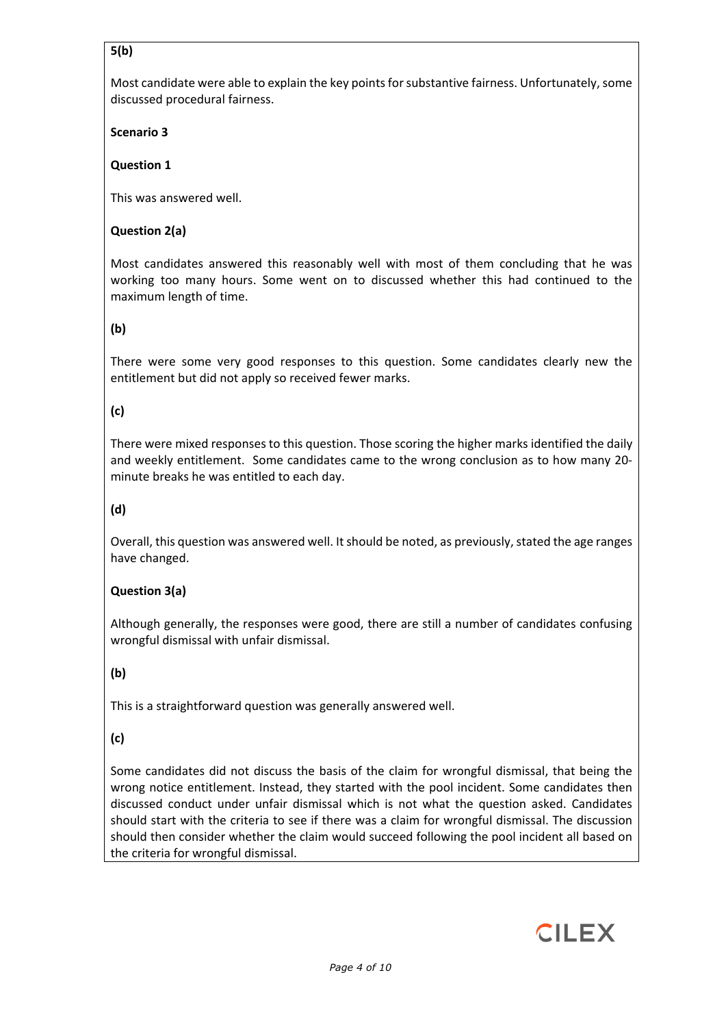**5(b)**

Most candidate were able to explain the key points for substantive fairness. Unfortunately, some discussed procedural fairness.

**Scenario 3**

**Question 1**

This was answered well.

**Question 2(a)**

Most candidates answered this reasonably well with most of them concluding that he was working too many hours. Some went on to discussed whether this had continued to the maximum length of time.

**(b)**

There were some very good responses to this question. Some candidates clearly new the entitlement but did not apply so received fewer marks.

**(c)**

There were mixed responses to this question. Those scoring the higher marks identified the daily and weekly entitlement. Some candidates came to the wrong conclusion as to how many 20-minute breaks he was entitled to each day.

**(d)**

Overall, this question was answered well. It should be noted, as previously, stated the age ranges have changed.

**Question 3(a)**

Although generally, the responses were good, there are still a number of candidates confusing wrongful dismissal with unfair dismissal.

**(b)**

This is a straightforward question was generally answered well.

**(c)**

Some candidates did not discuss the basis of the claim for wrongful dismissal, that being the wrong notice entitlement. Instead, they started with the pool incident. Some candidates then discussed conduct under unfair dismissal which is not what the question asked. Candidates should start with the criteria to see if there was a claim for wrongful dismissal. The discussion should then consider whether the claim would succeed following the pool incident all based on the criteria for wrongful dismissal.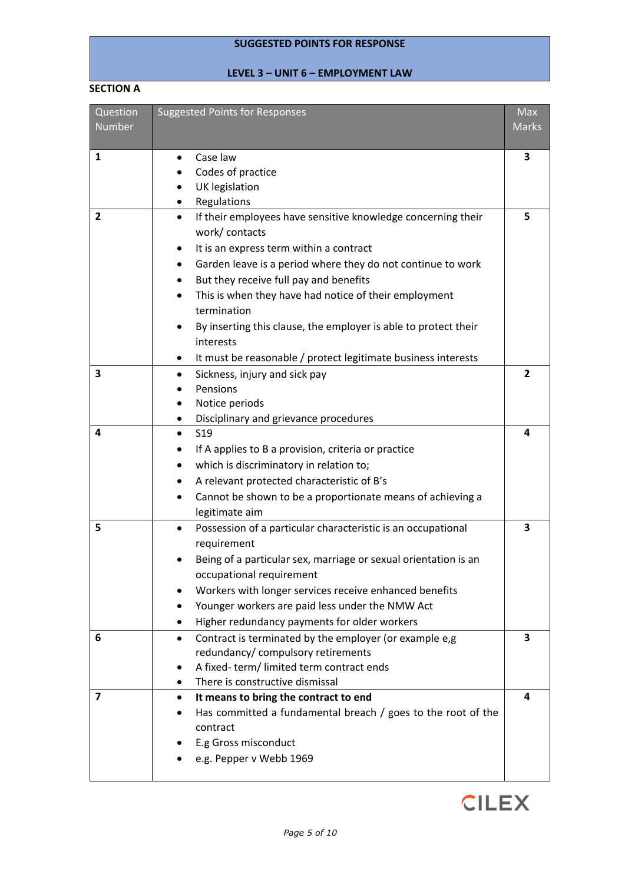**SUGGESTED POINTS FOR RESPONSE**

**LEVEL 3 – UNIT 6 – EMPLOYMENT LAW**

**SECTION A**

| Question Number | Suggested Points for Responses | Max Marks |
|---|---|---|
| **1** | • Case law<br>• Codes of practice<br>• UK legislation<br>• Regulations | **3** |
| **2** | • If their employees have sensitive knowledge concerning their work/ contacts<br>• It is an express term within a contract<br>• Garden leave is a period where they do not continue to work<br>• But they receive full pay and benefits<br>• This is when they have had notice of their employment termination<br>• By inserting this clause, the employer is able to protect their interests<br>• It must be reasonable / protect legitimate business interests | **5** |
| **3** | • Sickness, injury and sick pay<br>• Pensions<br>• Notice periods<br>• Disciplinary and grievance procedures | **2** |
| **4** | • S19<br>• If A applies to B a provision, criteria or practice<br>• which is discriminatory in relation to;<br>• A relevant protected characteristic of B's<br>• Cannot be shown to be a proportionate means of achieving a legitimate aim | **4** |
| **5** | • Possession of a particular characteristic is an occupational requirement<br>• Being of a particular sex, marriage or sexual orientation is an occupational requirement<br>• Workers with longer services receive enhanced benefits<br>• Younger workers are paid less under the NMW Act<br>• Higher redundancy payments for older workers | **3** |
| **6** | • Contract is terminated by the employer (or example e,g redundancy/ compulsory retirements<br>• A fixed- term/ limited term contract ends<br>• There is constructive dismissal | **3** |
| **7** | • **It means to bring the contract to end**<br>• Has committed a fundamental breach / goes to the root of the contract<br>• E.g Gross misconduct<br>• e.g. Pepper v Webb 1969 | **4** |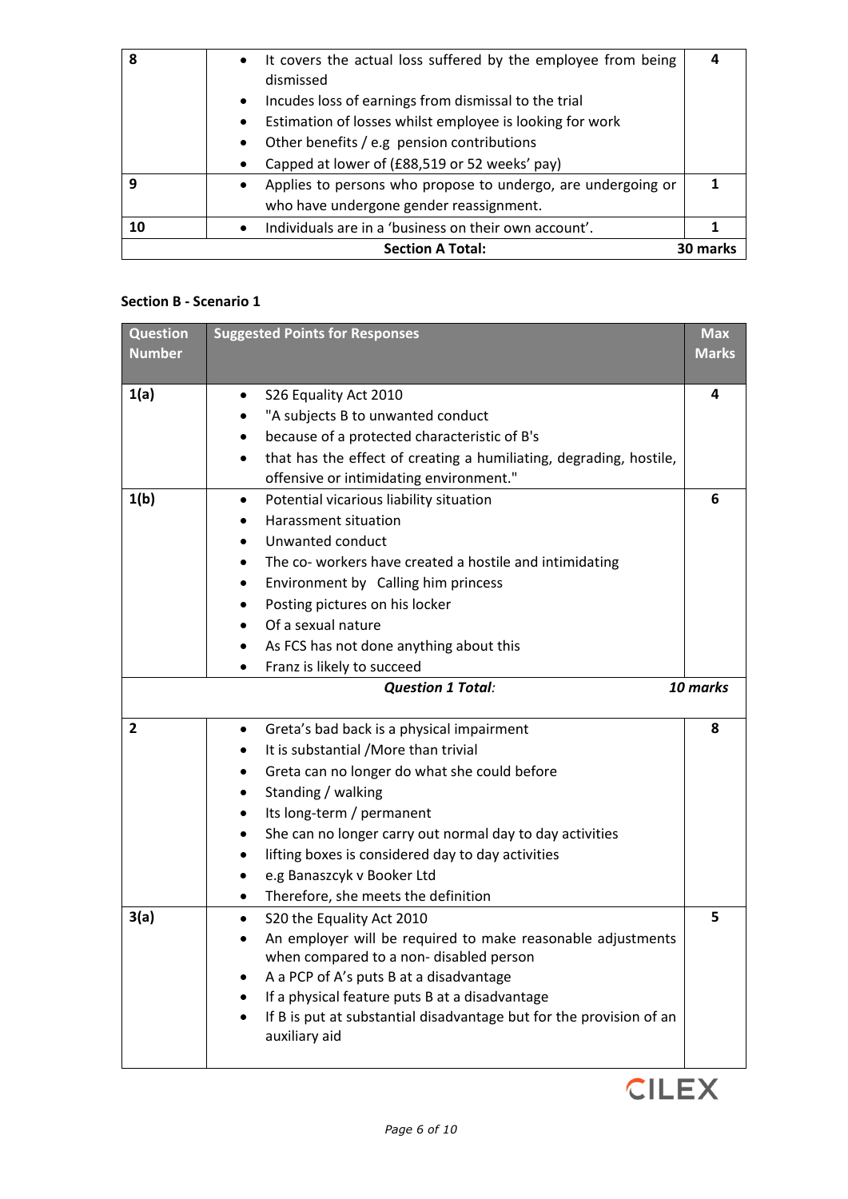| | | |
|---|---|---|
| 8 | • It covers the actual loss suffered by the employee from being dismissed<br>• Incudes loss of earnings from dismissal to the trial<br>• Estimation of losses whilst employee is looking for work<br>• Other benefits / e.g pension contributions<br>• Capped at lower of (£88,519 or 52 weeks' pay) | 4 |
| 9 | • Applies to persons who propose to undergo, are undergoing or who have undergone gender reassignment. | 1 |
| 10 | • Individuals are in a 'business on their own account'. | 1 |
| | **Section A Total:** | **30 marks** |

**Section B - Scenario 1**

| Question Number | Suggested Points for Responses | Max Marks |
|---|---|---|
| **1(a)** | • S26 Equality Act 2010<br>• "A subjects B to unwanted conduct<br>• because of a protected characteristic of B's<br>• that has the effect of creating a humiliating, degrading, hostile, offensive or intimidating environment." | **4** |
| **1(b)** | • Potential vicarious liability situation<br>• Harassment situation<br>• Unwanted conduct<br>• The co- workers have created a hostile and intimidating<br>• Environment by Calling him princess<br>• Posting pictures on his locker<br>• Of a sexual nature<br>• As FCS has not done anything about this<br>• Franz is likely to succeed | **6** |
| | ***Question 1 Total:*** | ***10 marks*** |
| **2** | • Greta's bad back is a physical impairment<br>• It is substantial /More than trivial<br>• Greta can no longer do what she could before<br>• Standing / walking<br>• Its long-term / permanent<br>• She can no longer carry out normal day to day activities<br>• lifting boxes is considered day to day activities<br>• e.g Banaszcyk v Booker Ltd<br>• Therefore, she meets the definition | **8** |
| **3(a)** | • S20 the Equality Act 2010<br>• An employer will be required to make reasonable adjustments when compared to a non- disabled person<br>• A a PCP of A's puts B at a disadvantage<br>• If a physical feature puts B at a disadvantage<br>• If B is put at substantial disadvantage but for the provision of an auxiliary aid | **5** |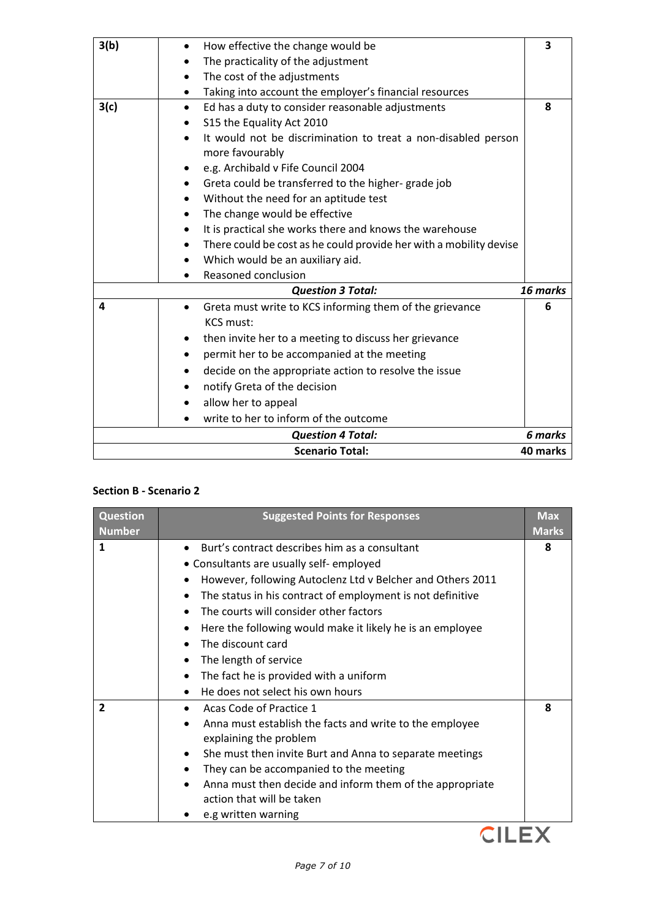| | | |
|---|---|---|
| 3(b) | • How effective the change would be<br>• The practicality of the adjustment<br>• The cost of the adjustments<br>• Taking into account the employer's financial resources | 3 |
| 3(c) | • Ed has a duty to consider reasonable adjustments<br>• S15 the Equality Act 2010<br>• It would not be discrimination to treat a non-disabled person more favourably<br>• e.g. Archibald v Fife Council 2004<br>• Greta could be transferred to the higher- grade job<br>• Without the need for an aptitude test<br>• The change would be effective<br>• It is practical she works there and knows the warehouse<br>• There could be cost as he could provide her with a mobility devise<br>• Which would be an auxiliary aid.<br>• Reasoned conclusion | 8 |
| | ***Question 3 Total:*** | ***16 marks*** |
| 4 | • Greta must write to KCS informing them of the grievance<br>KCS must:<br>• then invite her to a meeting to discuss her grievance<br>• permit her to be accompanied at the meeting<br>• decide on the appropriate action to resolve the issue<br>• notify Greta of the decision<br>• allow her to appeal<br>• write to her to inform of the outcome | 6 |
| | ***Question 4 Total:*** | ***6 marks*** |
| | **Scenario Total:** | **40 marks** |

**Section B - Scenario 2**

| Question Number | Suggested Points for Responses | Max Marks |
|---|---|---|
| 1 | • Burt's contract describes him as a consultant<br>• Consultants are usually self- employed<br>• However, following Autoclenz Ltd v Belcher and Others 2011<br>• The status in his contract of employment is not definitive<br>• The courts will consider other factors<br>• Here the following would make it likely he is an employee<br>• The discount card<br>• The length of service<br>• The fact he is provided with a uniform<br>• He does not select his own hours | 8 |
| 2 | • Acas Code of Practice 1<br>• Anna must establish the facts and write to the employee explaining the problem<br>• She must then invite Burt and Anna to separate meetings<br>• They can be accompanied to the meeting<br>• Anna must then decide and inform them of the appropriate action that will be taken<br>• e.g written warning | 8 |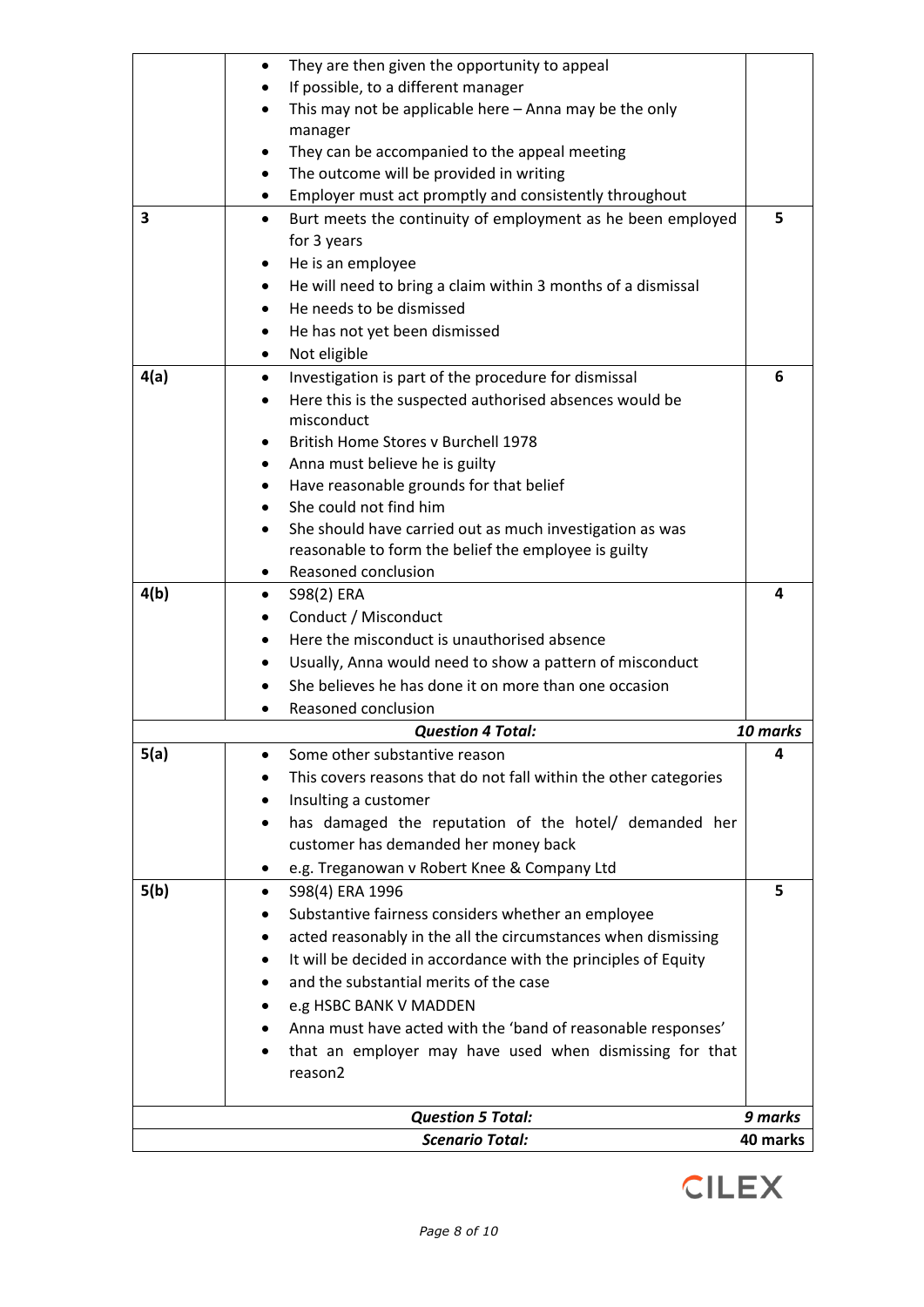| | | |
|---|---|---|
| | • They are then given the opportunity to appeal<br>• If possible, to a different manager<br>• This may not be applicable here – Anna may be the only manager<br>• They can be accompanied to the appeal meeting<br>• The outcome will be provided in writing<br>• Employer must act promptly and consistently throughout | |
| **3** | • Burt meets the continuity of employment as he been employed for 3 years<br>• He is an employee<br>• He will need to bring a claim within 3 months of a dismissal<br>• He needs to be dismissed<br>• He has not yet been dismissed<br>• Not eligible | **5** |
| **4(a)** | • Investigation is part of the procedure for dismissal<br>• Here this is the suspected authorised absences would be misconduct<br>• British Home Stores v Burchell 1978<br>• Anna must believe he is guilty<br>• Have reasonable grounds for that belief<br>• She could not find him<br>• She should have carried out as much investigation as was reasonable to form the belief the employee is guilty<br>• Reasoned conclusion | **6** |
| **4(b)** | • S98(2) ERA<br>• Conduct / Misconduct<br>• Here the misconduct is unauthorised absence<br>• Usually, Anna would need to show a pattern of misconduct<br>• She believes he has done it on more than one occasion<br>• Reasoned conclusion | **4** |
| | ***Question 4 Total:*** | ***10 marks*** |
| **5(a)** | • Some other substantive reason<br>• This covers reasons that do not fall within the other categories<br>• Insulting a customer<br>• has damaged the reputation of the hotel/ demanded her customer has demanded her money back<br>• e.g. Treganowan v Robert Knee & Company Ltd | **4** |
| **5(b)** | • S98(4) ERA 1996<br>• Substantive fairness considers whether an employee<br>• acted reasonably in the all the circumstances when dismissing<br>• It will be decided in accordance with the principles of Equity<br>• and the substantial merits of the case<br>• e.g HSBC BANK V MADDEN<br>• Anna must have acted with the 'band of reasonable responses'<br>• that an employer may have used when dismissing for that reason2 | **5** |
| | ***Question 5 Total:*** | ***9 marks*** |
| | ***Scenario Total:*** | **40 marks** |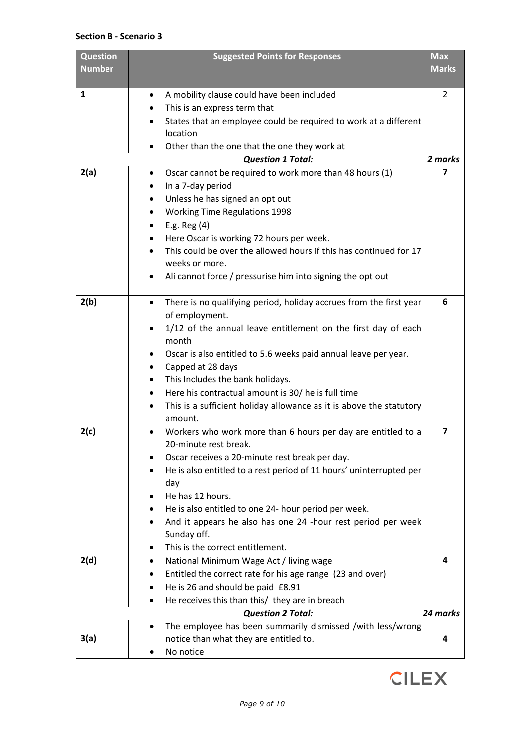**Section B - Scenario 3**

| Question Number | Suggested Points for Responses | Max Marks |
|---|---|---|
| 1 | • A mobility clause could have been included<br>• This is an express term that<br>• States that an employee could be required to work at a different location<br>• Other than the one that the one they work at | 2 |
| | ***Question 1 Total:*** | ***2 marks*** |
| **2(a)** | • Oscar cannot be required to work more than 48 hours (1)<br>• In a 7-day period<br>• Unless he has signed an opt out<br>• Working Time Regulations 1998<br>• E.g. Reg (4)<br>• Here Oscar is working 72 hours per week.<br>• This could be over the allowed hours if this has continued for 17 weeks or more.<br>• Ali cannot force / pressurise him into signing the opt out | **7** |
| **2(b)** | • There is no qualifying period, holiday accrues from the first year of employment.<br>• 1/12 of the annual leave entitlement on the first day of each month<br>• Oscar is also entitled to 5.6 weeks paid annual leave per year.<br>• Capped at 28 days<br>• This Includes the bank holidays.<br>• Here his contractual amount is 30/ he is full time<br>• This is a sufficient holiday allowance as it is above the statutory amount. | **6** |
| **2(c)** | • Workers who work more than 6 hours per day are entitled to a 20-minute rest break.<br>• Oscar receives a 20-minute rest break per day.<br>• He is also entitled to a rest period of 11 hours' uninterrupted per day<br>• He has 12 hours.<br>• He is also entitled to one 24- hour period per week.<br>• And it appears he also has one 24 -hour rest period per week Sunday off.<br>• This is the correct entitlement. | **7** |
| **2(d)** | • National Minimum Wage Act / living wage<br>• Entitled the correct rate for his age range (23 and over)<br>• He is 26 and should be paid £8.91<br>• He receives this than this/ they are in breach | **4** |
| | ***Question 2 Total:*** | ***24 marks*** |
| **3(a)** | • The employee has been summarily dismissed /with less/wrong notice than what they are entitled to.<br>• No notice | **4** |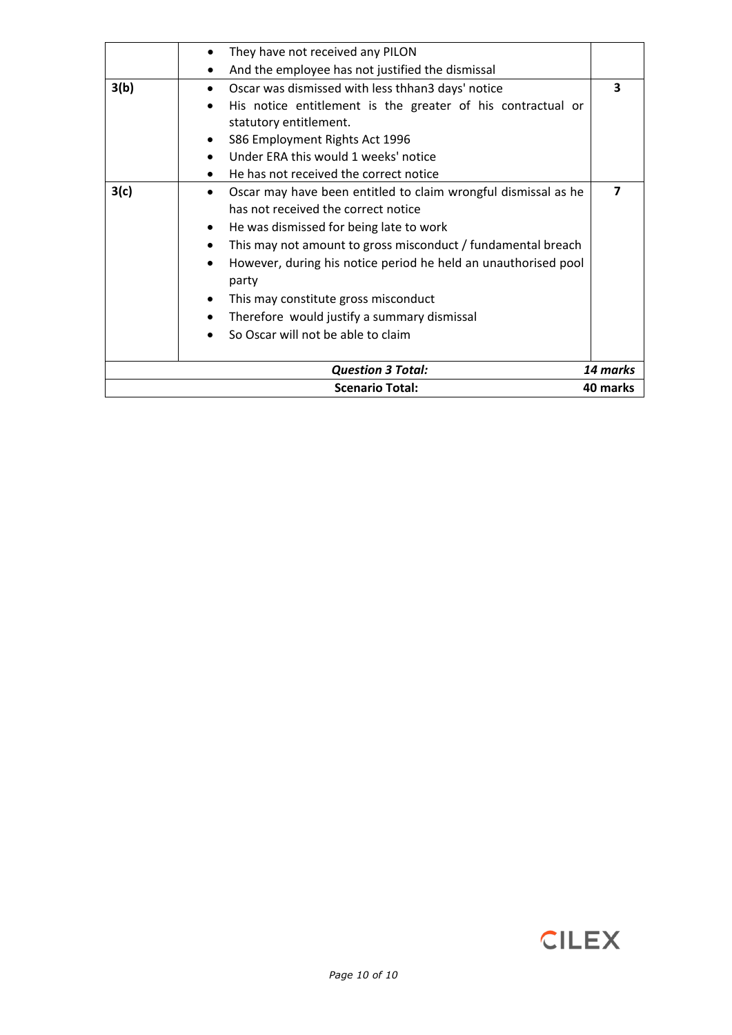| | | |
|---|---|---|
| | • They have not received any PILON<br>• And the employee has not justified the dismissal | |
| 3(b) | • Oscar was dismissed with less thhan3 days' notice<br>• His notice entitlement is the greater of his contractual or statutory entitlement.<br>• S86 Employment Rights Act 1996<br>• Under ERA this would 1 weeks' notice<br>• He has not received the correct notice | 3 |
| 3(c) | • Oscar may have been entitled to claim wrongful dismissal as he has not received the correct notice<br>• He was dismissed for being late to work<br>• This may not amount to gross misconduct / fundamental breach<br>• However, during his notice period he held an unauthorised pool party<br>• This may constitute gross misconduct<br>• Therefore would justify a summary dismissal<br>• So Oscar will not be able to claim | 7 |
| | ***Question 3 Total:*** | ***14 marks*** |
| | **Scenario Total:** | **40 marks** |

CILEX